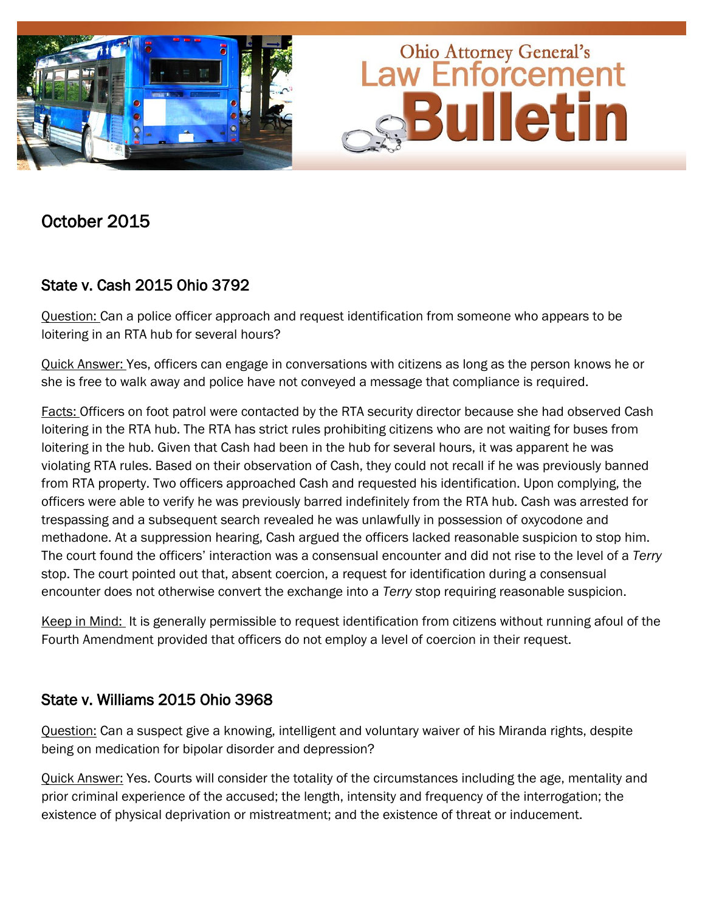# Ohio Attorney General's Law Enforcement Bulletin

## October 2015

### State v. Cash 2015 Ohio 3792

Question: Can a police officer approach and request identification from someone who appears to be loitering in an RTA hub for several hours?

Quick Answer: Yes, officers can engage in conversations with citizens as long as the person knows he or she is free to walk away and police have not conveyed a message that compliance is required.

Facts: Officers on foot patrol were contacted by the RTA security director because she had observed Cash loitering in the RTA hub. The RTA has strict rules prohibiting citizens who are not waiting for buses from loitering in the hub. Given that Cash had been in the hub for several hours, it was apparent he was violating RTA rules. Based on their observation of Cash, they could not recall if he was previously banned from RTA property. Two officers approached Cash and requested his identification. Upon complying, the officers were able to verify he was previously barred indefinitely from the RTA hub. Cash was arrested for trespassing and a subsequent search revealed he was unlawfully in possession of oxycodone and methadone. At a suppression hearing, Cash argued the officers lacked reasonable suspicion to stop him. The court found the officers' interaction was a consensual encounter and did not rise to the level of a *Terry* stop. The court pointed out that, absent coercion, a request for identification during a consensual encounter does not otherwise convert the exchange into a *Terry* stop requiring reasonable suspicion.

Keep in Mind: It is generally permissible to request identification from citizens without running afoul of the Fourth Amendment provided that officers do not employ a level of coercion in their request.

### State v. Williams 2015 Ohio 3968

Question: Can a suspect give a knowing, intelligent and voluntary waiver of his Miranda rights, despite being on medication for bipolar disorder and depression?

Quick Answer: Yes. Courts will consider the totality of the circumstances including the age, mentality and prior criminal experience of the accused; the length, intensity and frequency of the interrogation; the existence of physical deprivation or mistreatment; and the existence of threat or inducement.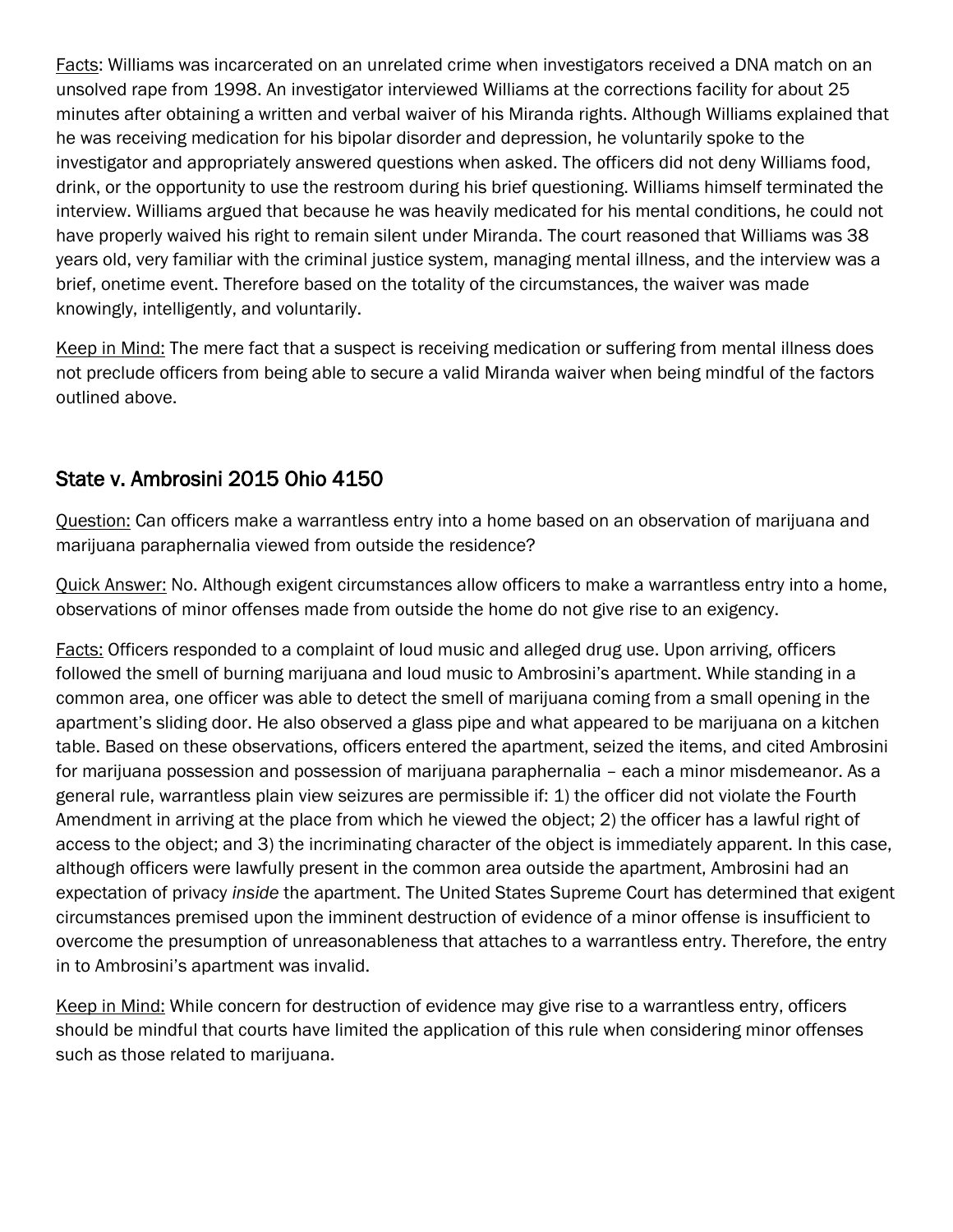Facts: Williams was incarcerated on an unrelated crime when investigators received a DNA match on an unsolved rape from 1998. An investigator interviewed Williams at the corrections facility for about 25 minutes after obtaining a written and verbal waiver of his Miranda rights. Although Williams explained that he was receiving medication for his bipolar disorder and depression, he voluntarily spoke to the investigator and appropriately answered questions when asked. The officers did not deny Williams food, drink, or the opportunity to use the restroom during his brief questioning. Williams himself terminated the interview. Williams argued that because he was heavily medicated for his mental conditions, he could not have properly waived his right to remain silent under Miranda. The court reasoned that Williams was 38 years old, very familiar with the criminal justice system, managing mental illness, and the interview was a brief, onetime event. Therefore based on the totality of the circumstances, the waiver was made knowingly, intelligently, and voluntarily.

Keep in Mind: The mere fact that a suspect is receiving medication or suffering from mental illness does not preclude officers from being able to secure a valid Miranda waiver when being mindful of the factors outlined above.

## State v. Ambrosini 2015 Ohio 4150

Question: Can officers make a warrantless entry into a home based on an observation of marijuana and marijuana paraphernalia viewed from outside the residence?

Quick Answer: No. Although exigent circumstances allow officers to make a warrantless entry into a home, observations of minor offenses made from outside the home do not give rise to an exigency.

Facts: Officers responded to a complaint of loud music and alleged drug use. Upon arriving, officers followed the smell of burning marijuana and loud music to Ambrosini's apartment. While standing in a common area, one officer was able to detect the smell of marijuana coming from a small opening in the apartment's sliding door. He also observed a glass pipe and what appeared to be marijuana on a kitchen table. Based on these observations, officers entered the apartment, seized the items, and cited Ambrosini for marijuana possession and possession of marijuana paraphernalia – each a minor misdemeanor. As a general rule, warrantless plain view seizures are permissible if: 1) the officer did not violate the Fourth Amendment in arriving at the place from which he viewed the object; 2) the officer has a lawful right of access to the object; and 3) the incriminating character of the object is immediately apparent. In this case, although officers were lawfully present in the common area outside the apartment, Ambrosini had an expectation of privacy *inside* the apartment. The United States Supreme Court has determined that exigent circumstances premised upon the imminent destruction of evidence of a minor offense is insufficient to overcome the presumption of unreasonableness that attaches to a warrantless entry. Therefore, the entry in to Ambrosini's apartment was invalid.

Keep in Mind: While concern for destruction of evidence may give rise to a warrantless entry, officers should be mindful that courts have limited the application of this rule when considering minor offenses such as those related to marijuana.